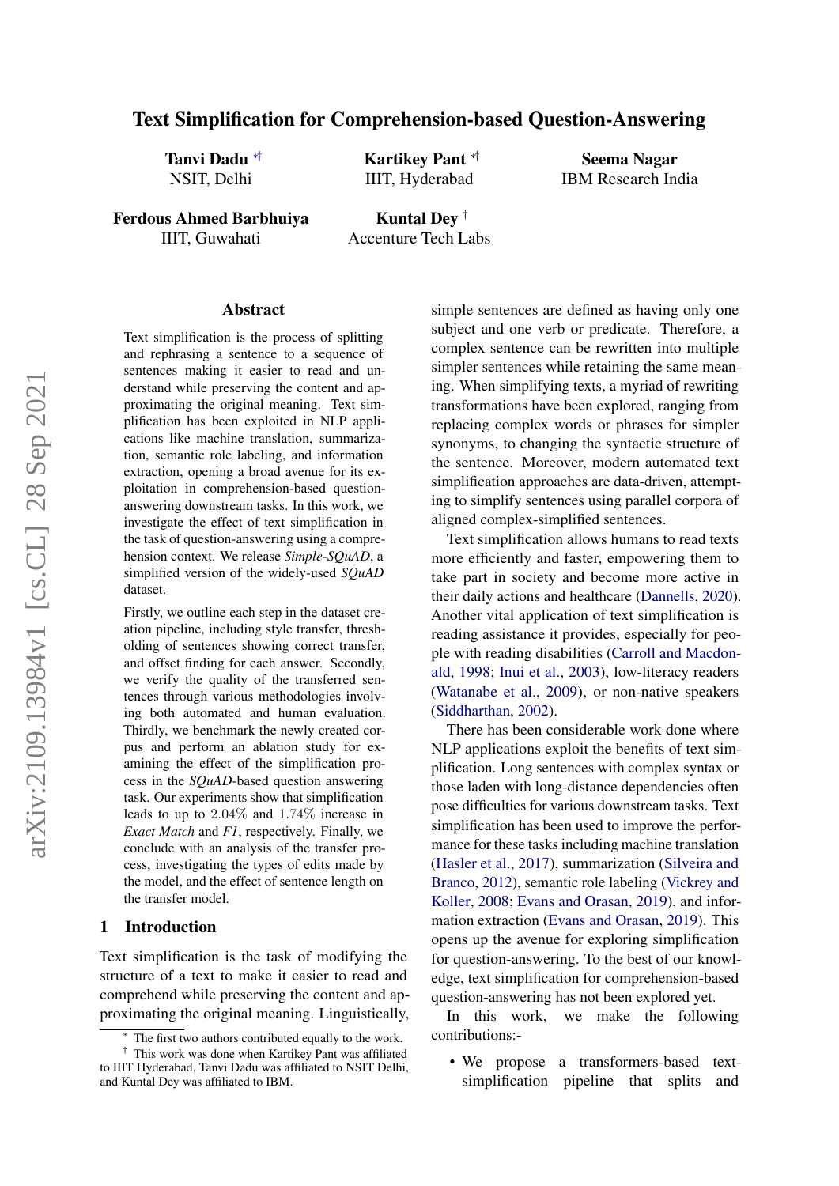# Text Simplification for Comprehension-based Question-Answering

**Tanvi Dadu** [*†]
NSIT, Delhi

**Kartikey Pant** [*†]
IIIT, Hyderabad

**Seema Nagar**
IBM Research India

**Ferdous Ahmed Barbhuiya**
IIIT, Guwahati

**Kuntal Dey** [†]
Accenture Tech Labs

## Abstract

Text simplification is the process of splitting and rephrasing a sentence to a sequence of sentences making it easier to read and understand while preserving the content and approximating the original meaning. Text simplification has been exploited in NLP applications like machine translation, summarization, semantic role labeling, and information extraction, opening a broad avenue for its exploitation in comprehension-based question-answering downstream tasks. In this work, we investigate the effect of text simplification in the task of question-answering using a comprehension context. We release *Simple-SQuAD*, a simplified version of the widely-used *SQuAD* dataset.

Firstly, we outline each step in the dataset creation pipeline, including style transfer, thresholding of sentences showing correct transfer, and offset finding for each answer. Secondly, we verify the quality of the transferred sentences through various methodologies involving both automated and human evaluation. Thirdly, we benchmark the newly created corpus and perform an ablation study for examining the effect of the simplification process in the *SQuAD*-based question answering task. Our experiments show that simplification leads to up to 2.04% and 1.74% increase in *Exact Match* and *F1*, respectively. Finally, we conclude with an analysis of the transfer process, investigating the types of edits made by the model, and the effect of sentence length on the transfer model.

## 1 Introduction

Text simplification is the task of modifying the structure of a text to make it easier to read and comprehend while preserving the content and approximating the original meaning. Linguistically, simple sentences are defined as having only one subject and one verb or predicate. Therefore, a complex sentence can be rewritten into multiple simpler sentences while retaining the same meaning. When simplifying texts, a myriad of rewriting transformations have been explored, ranging from replacing complex words or phrases for simpler synonyms, to changing the syntactic structure of the sentence. Moreover, modern automated text simplification approaches are data-driven, attempting to simplify sentences using parallel corpora of aligned complex-simplified sentences.

Text simplification allows humans to read texts more efficiently and faster, empowering them to take part in society and become more active in their daily actions and healthcare (Dannells, 2020). Another vital application of text simplification is reading assistance it provides, especially for people with reading disabilities (Carroll and Macdonald, 1998; Inui et al., 2003), low-literacy readers (Watanabe et al., 2009), or non-native speakers (Siddharthan, 2002).

There has been considerable work done where NLP applications exploit the benefits of text simplification. Long sentences with complex syntax or those laden with long-distance dependencies often pose difficulties for various downstream tasks. Text simplification has been used to improve the performance for these tasks including machine translation (Hasler et al., 2017), summarization (Silveira and Branco, 2012), semantic role labeling (Vickrey and Koller, 2008; Evans and Orasan, 2019), and information extraction (Evans and Orasan, 2019). This opens up the avenue for exploring simplification for question-answering. To the best of our knowledge, text simplification for comprehension-based question-answering has not been explored yet.

In this work, we make the following contributions:-

- We propose a transformers-based text-simplification pipeline that splits and

[*] The first two authors contributed equally to the work.

[†] This work was done when Kartikey Pant was affiliated to IIIT Hyderabad, Tanvi Dadu was affiliated to NSIT Delhi, and Kuntal Dey was affiliated to IBM.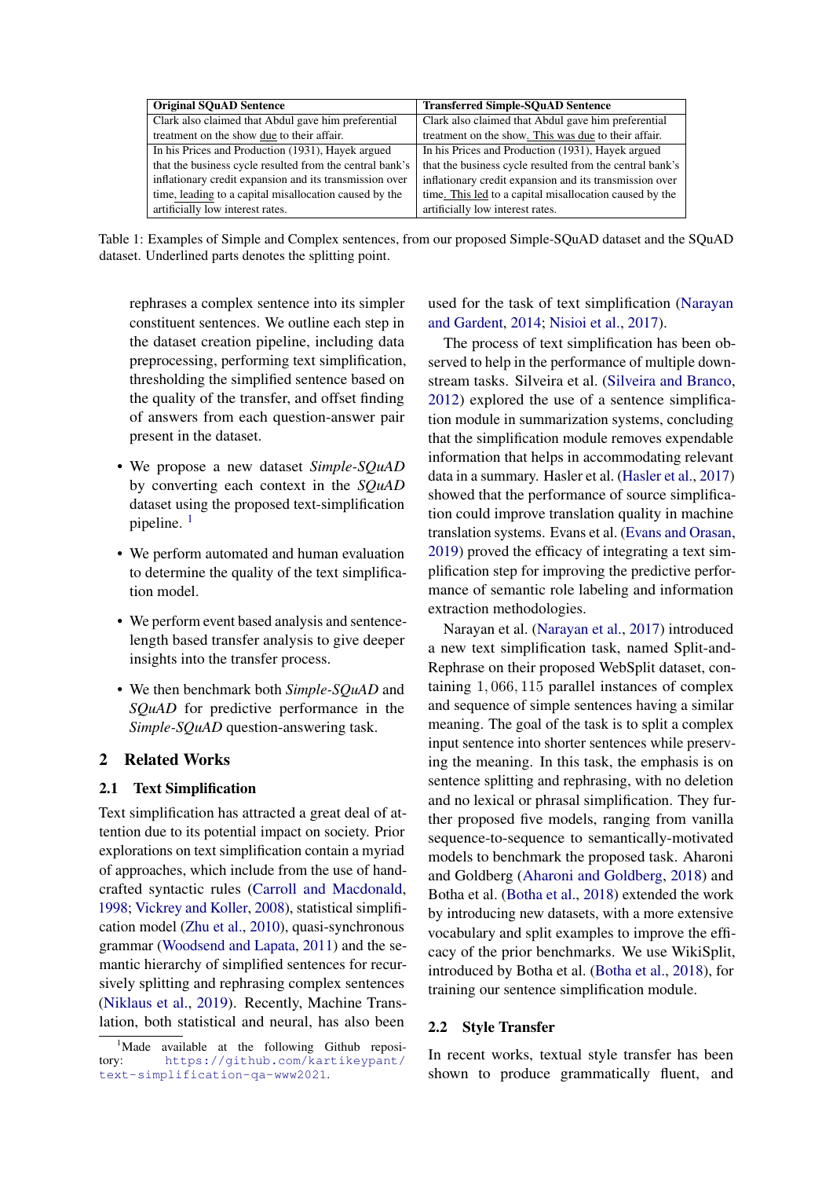| Original SQuAD Sentence | Transferred Simple-SQuAD Sentence |
|---|---|
| Clark also claimed that Abdul gave him preferential treatment on the show due to their affair. | Clark also claimed that Abdul gave him preferential treatment on the show. This was due to their affair. |
| In his Prices and Production (1931), Hayek argued that the business cycle resulted from the central bank's inflationary credit expansion and its transmission over time, leading to a capital misallocation caused by the artificially low interest rates. | In his Prices and Production (1931), Hayek argued that the business cycle resulted from the central bank's inflationary credit expansion and its transmission over time. This led to a capital misallocation caused by the artificially low interest rates. |

Table 1: Examples of Simple and Complex sentences, from our proposed Simple-SQuAD dataset and the SQuAD dataset. Underlined parts denotes the splitting point.

rephrases a complex sentence into its simpler constituent sentences. We outline each step in the dataset creation pipeline, including data preprocessing, performing text simplification, thresholding the simplified sentence based on the quality of the transfer, and offset finding of answers from each question-answer pair present in the dataset.

- We propose a new dataset *Simple-SQuAD* by converting each context in the *SQuAD* dataset using the proposed text-simplification pipeline. [1]
- We perform automated and human evaluation to determine the quality of the text simplification model.
- We perform event based analysis and sentence-length based transfer analysis to give deeper insights into the transfer process.
- We then benchmark both *Simple-SQuAD* and *SQuAD* for predictive performance in the *Simple-SQuAD* question-answering task.

## 2 Related Works

### 2.1 Text Simplification

Text simplification has attracted a great deal of attention due to its potential impact on society. Prior explorations on text simplification contain a myriad of approaches, which include from the use of handcrafted syntactic rules (Carroll and Macdonald, 1998; Vickrey and Koller, 2008), statistical simplification model (Zhu et al., 2010), quasi-synchronous grammar (Woodsend and Lapata, 2011) and the semantic hierarchy of simplified sentences for recursively splitting and rephrasing complex sentences (Niklaus et al., 2019). Recently, Machine Translation, both statistical and neural, has also been used for the task of text simplification (Narayan and Gardent, 2014; Nisioi et al., 2017).

The process of text simplification has been observed to help in the performance of multiple downstream tasks. Silveira et al. (Silveira and Branco, 2012) explored the use of a sentence simplification module in summarization systems, concluding that the simplification module removes expendable information that helps in accommodating relevant data in a summary. Hasler et al. (Hasler et al., 2017) showed that the performance of source simplification could improve translation quality in machine translation systems. Evans et al. (Evans and Orasan, 2019) proved the efficacy of integrating a text simplification step for improving the predictive performance of semantic role labeling and information extraction methodologies.

Narayan et al. (Narayan et al., 2017) introduced a new text simplification task, named Split-and-Rephrase on their proposed WebSplit dataset, containing $1,066,115$ parallel instances of complex and sequence of simple sentences having a similar meaning. The goal of the task is to split a complex input sentence into shorter sentences while preserving the meaning. In this task, the emphasis is on sentence splitting and rephrasing, with no deletion and no lexical or phrasal simplification. They further proposed five models, ranging from vanilla sequence-to-sequence to semantically-motivated models to benchmark the proposed task. Aharoni and Goldberg (Aharoni and Goldberg, 2018) and Botha et al. (Botha et al., 2018) extended the work by introducing new datasets, with a more extensive vocabulary and split examples to improve the efficacy of the prior benchmarks. We use WikiSplit, introduced by Botha et al. (Botha et al., 2018), for training our sentence simplification module.

### 2.2 Style Transfer

In recent works, textual style transfer has been shown to produce grammatically fluent, and

[1] Made available at the following Github repository: https://github.com/kartikeypant/text-simplification-qa-www2021.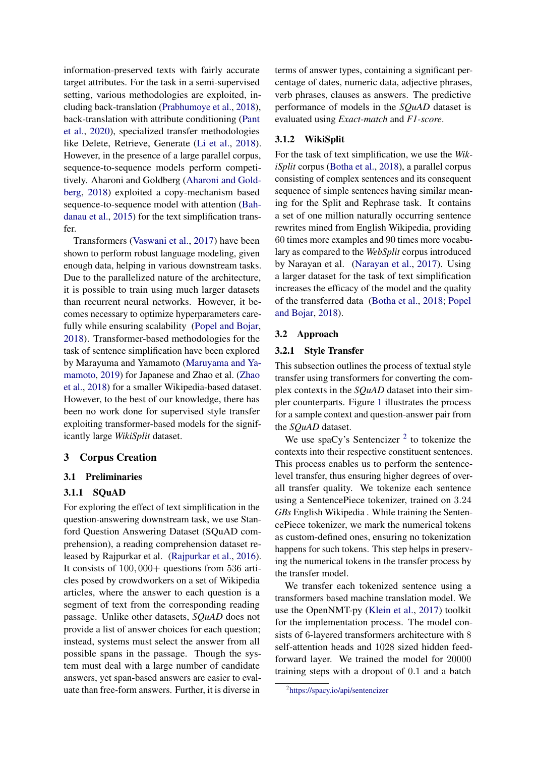information-preserved texts with fairly accurate target attributes. For the task in a semi-supervised setting, various methodologies are exploited, including back-translation (Prabhumoye et al., 2018), back-translation with attribute conditioning (Pant et al., 2020), specialized transfer methodologies like Delete, Retrieve, Generate (Li et al., 2018). However, in the presence of a large parallel corpus, sequence-to-sequence models perform competitively. Aharoni and Goldberg (Aharoni and Goldberg, 2018) exploited a copy-mechanism based sequence-to-sequence model with attention (Bahdanau et al., 2015) for the text simplification transfer.

Transformers (Vaswani et al., 2017) have been shown to perform robust language modeling, given enough data, helping in various downstream tasks. Due to the parallelized nature of the architecture, it is possible to train using much larger datasets than recurrent neural networks. However, it becomes necessary to optimize hyperparameters carefully while ensuring scalability (Popel and Bojar, 2018). Transformer-based methodologies for the task of sentence simplification have been explored by Marayuma and Yamamoto (Maruyama and Yamamoto, 2019) for Japanese and Zhao et al. (Zhao et al., 2018) for a smaller Wikipedia-based dataset. However, to the best of our knowledge, there has been no work done for supervised style transfer exploiting transformer-based models for the significantly large *WikiSplit* dataset.

# 3 Corpus Creation

## 3.1 Preliminaries

### 3.1.1 SQuAD

For exploring the effect of text simplification in the question-answering downstream task, we use Stanford Question Answering Dataset (SQuAD comprehension), a reading comprehension dataset released by Rajpurkar et al. (Rajpurkar et al., 2016). It consists of $100,000+$ questions from $536$ articles posed by crowdworkers on a set of Wikipedia articles, where the answer to each question is a segment of text from the corresponding reading passage. Unlike other datasets, *SQuAD* does not provide a list of answer choices for each question; instead, systems must select the answer from all possible spans in the passage. Though the system must deal with a large number of candidate answers, yet span-based answers are easier to evaluate than free-form answers. Further, it is diverse in terms of answer types, containing a significant percentage of dates, numeric data, adjective phrases, verb phrases, clauses as answers. The predictive performance of models in the *SQuAD* dataset is evaluated using *Exact-match* and *F1-score*.

### 3.1.2 WikiSplit

For the task of text simplification, we use the *WikiSplit* corpus (Botha et al., 2018), a parallel corpus consisting of complex sentences and its consequent sequence of simple sentences having similar meaning for the Split and Rephrase task. It contains a set of one million naturally occurring sentence rewrites mined from English Wikipedia, providing $60$ times more examples and $90$ times more vocabulary as compared to the *WebSplit* corpus introduced by Narayan et al. (Narayan et al., 2017). Using a larger dataset for the task of text simplification increases the efficacy of the model and the quality of the transferred data (Botha et al., 2018; Popel and Bojar, 2018).

## 3.2 Approach

### 3.2.1 Style Transfer

This subsection outlines the process of textual style transfer using transformers for converting the complex contexts in the *SQuAD* dataset into their simpler counterparts. Figure 1 illustrates the process for a sample context and question-answer pair from the *SQuAD* dataset.

We use spaCy's Sentencizer [2] to tokenize the contexts into their respective constituent sentences. This process enables us to perform the sentence-level transfer, thus ensuring higher degrees of overall transfer quality. We tokenize each sentence using a SentencePiece tokenizer, trained on $3.24$ *GBs* English Wikipedia . While training the SentencePiece tokenizer, we mark the numerical tokens as custom-defined ones, ensuring no tokenization happens for such tokens. This step helps in preserving the numerical tokens in the transfer process by the transfer model.

We transfer each tokenized sentence using a transformers based machine translation model. We use the OpenNMT-py (Klein et al., 2017) toolkit for the implementation process. The model consists of $6$-layered transformers architecture with $8$ self-attention heads and $1028$ sized hidden feed-forward layer. We trained the model for $20000$ training steps with a dropout of $0.1$ and a batch

[2] https://spacy.io/api/sentencizer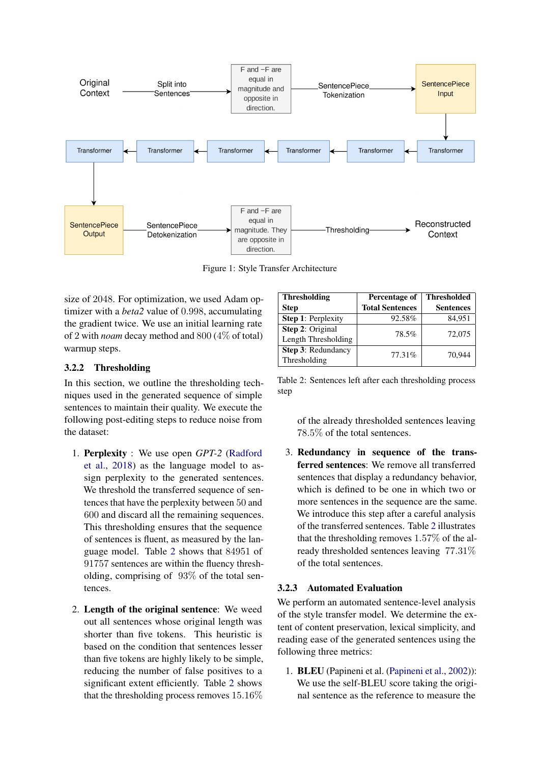Original Context

Split into Sentences

F and −F are equal in magnitude and opposite in direction.

SentencePiece Tokenization

SentencePiece Input

Transformer

Transformer

Transformer

Transformer

Transformer

Transformer

SentencePiece Output

SentencePiece Detokenization

F and −F are equal in magnitude. They are opposite in direction.

Thresholding

Reconstructed Context

Figure 1: Style Transfer Architecture

size of 2048. For optimization, we used Adam optimizer with a *beta2* value of 0.998, accumulating the gradient twice. We use an initial learning rate of 2 with *noam* decay method and 800 (4% of total) warmup steps.

### 3.2.2 Thresholding

In this section, we outline the thresholding techniques used in the generated sequence of simple sentences to maintain their quality. We execute the following post-editing steps to reduce noise from the dataset:

1. **Perplexity** : We use open *GPT-2* (Radford et al., 2018) as the language model to assign perplexity to the generated sentences. We threshold the transferred sequence of sentences that have the perplexity between 50 and 600 and discard all the remaining sequences. This thresholding ensures that the sequence of sentences is fluent, as measured by the language model. Table 2 shows that 84951 of 91757 sentences are within the fluency thresholding, comprising of 93% of the total sentences.

2. **Length of the original sentence**: We weed out all sentences whose original length was shorter than five tokens. This heuristic is based on the condition that sentences lesser than five tokens are highly likely to be simple, reducing the number of false positives to a significant extent efficiently. Table 2 shows that the thresholding process removes 15.16% of the already thresholded sentences leaving 78.5% of the total sentences.

| Thresholding Step | Percentage of Total Sentences | Thresholded Sentences |
|---|---|---|
| **Step 1**: Perplexity | 92.58% | 84,951 |
| **Step 2**: Original Length Thresholding | 78.5% | 72,075 |
| **Step 3**: Redundancy Thresholding | 77.31% | 70,944 |

Table 2: Sentences left after each thresholding process step

3. **Redundancy in sequence of the transferred sentences**: We remove all transferred sentences that display a redundancy behavior, which is defined to be one in which two or more sentences in the sequence are the same. We introduce this step after a careful analysis of the transferred sentences. Table 2 illustrates that the thresholding removes 1.57% of the already thresholded sentences leaving 77.31% of the total sentences.

### 3.2.3 Automated Evaluation

We perform an automated sentence-level analysis of the style transfer model. We determine the extent of content preservation, lexical simplicity, and reading ease of the generated sentences using the following three metrics:

1. **BLEU** (Papineni et al. (Papineni et al., 2002)): We use the self-BLEU score taking the original sentence as the reference to measure the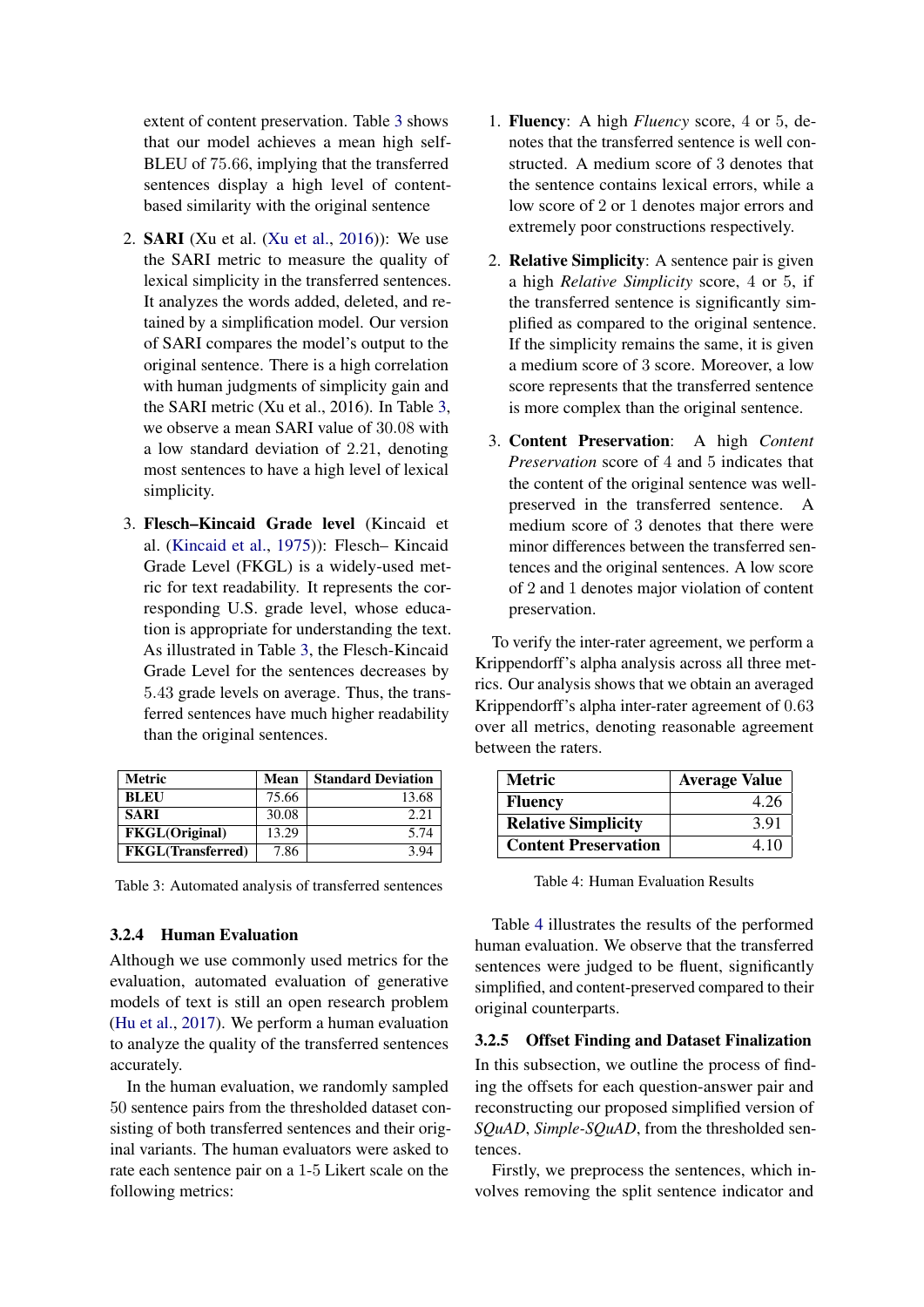extent of content preservation. Table 3 shows that our model achieves a mean high self-BLEU of 75.66, implying that the transferred sentences display a high level of content-based similarity with the original sentence

2. **SARI** (Xu et al. (Xu et al., 2016)): We use the SARI metric to measure the quality of lexical simplicity in the transferred sentences. It analyzes the words added, deleted, and retained by a simplification model. Our version of SARI compares the model's output to the original sentence. There is a high correlation with human judgments of simplicity gain and the SARI metric (Xu et al., 2016). In Table 3, we observe a mean SARI value of 30.08 with a low standard deviation of 2.21, denoting most sentences to have a high level of lexical simplicity.

3. **Flesch–Kincaid Grade level** (Kincaid et al. (Kincaid et al., 1975)): Flesch– Kincaid Grade Level (FKGL) is a widely-used metric for text readability. It represents the corresponding U.S. grade level, whose education is appropriate for understanding the text. As illustrated in Table 3, the Flesch-Kincaid Grade Level for the sentences decreases by 5.43 grade levels on average. Thus, the transferred sentences have much higher readability than the original sentences.

| Metric | Mean | Standard Deviation |
|---|---|---|
| **BLEU** | 75.66 | 13.68 |
| **SARI** | 30.08 | 2.21 |
| **FKGL(Original)** | 13.29 | 5.74 |
| **FKGL(Transferred)** | 7.86 | 3.94 |

Table 3: Automated analysis of transferred sentences

### 3.2.4 Human Evaluation

Although we use commonly used metrics for the evaluation, automated evaluation of generative models of text is still an open research problem (Hu et al., 2017). We perform a human evaluation to analyze the quality of the transferred sentences accurately.

In the human evaluation, we randomly sampled 50 sentence pairs from the thresholded dataset consisting of both transferred sentences and their original variants. The human evaluators were asked to rate each sentence pair on a 1-5 Likert scale on the following metrics:

1. **Fluency**: A high *Fluency* score, 4 or 5, denotes that the transferred sentence is well constructed. A medium score of 3 denotes that the sentence contains lexical errors, while a low score of 2 or 1 denotes major errors and extremely poor constructions respectively.

2. **Relative Simplicity**: A sentence pair is given a high *Relative Simplicity* score, 4 or 5, if the transferred sentence is significantly simplified as compared to the original sentence. If the simplicity remains the same, it is given a medium score of 3 score. Moreover, a low score represents that the transferred sentence is more complex than the original sentence.

3. **Content Preservation**: A high *Content Preservation* score of 4 and 5 indicates that the content of the original sentence was well-preserved in the transferred sentence. A medium score of 3 denotes that there were minor differences between the transferred sentences and the original sentences. A low score of 2 and 1 denotes major violation of content preservation.

To verify the inter-rater agreement, we perform a Krippendorff's alpha analysis across all three metrics. Our analysis shows that we obtain an averaged Krippendorff's alpha inter-rater agreement of 0.63 over all metrics, denoting reasonable agreement between the raters.

| Metric | Average Value |
|---|---|
| **Fluency** | 4.26 |
| **Relative Simplicity** | 3.91 |
| **Content Preservation** | 4.10 |

Table 4: Human Evaluation Results

Table 4 illustrates the results of the performed human evaluation. We observe that the transferred sentences were judged to be fluent, significantly simplified, and content-preserved compared to their original counterparts.

### 3.2.5 Offset Finding and Dataset Finalization

In this subsection, we outline the process of finding the offsets for each question-answer pair and reconstructing our proposed simplified version of *SQuAD*, *Simple-SQuAD*, from the thresholded sentences.

Firstly, we preprocess the sentences, which involves removing the split sentence indicator and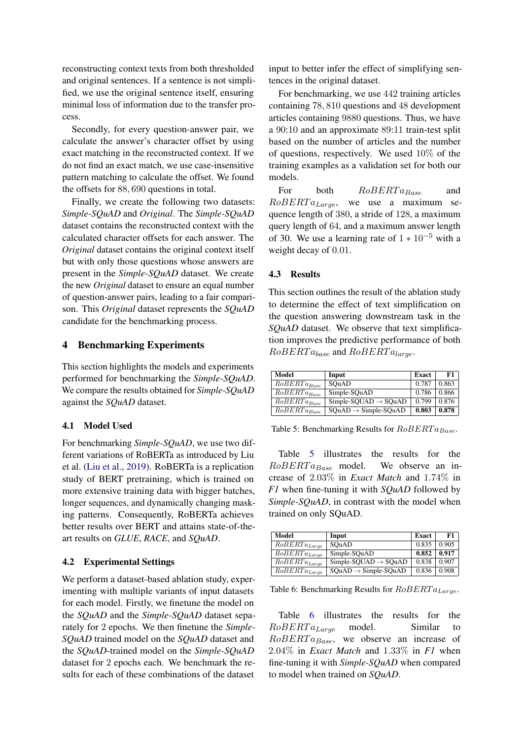reconstructing context texts from both thresholded and original sentences. If a sentence is not simplified, we use the original sentence itself, ensuring minimal loss of information due to the transfer process.

Secondly, for every question-answer pair, we calculate the answer's character offset by using exact matching in the reconstructed context. If we do not find an exact match, we use case-insensitive pattern matching to calculate the offset. We found the offsets for $88,690$ questions in total.

Finally, we create the following two datasets: *Simple-SQuAD* and *Original*. The *Simple-SQuAD* dataset contains the reconstructed context with the calculated character offsets for each answer. The *Original* dataset contains the original context itself but with only those questions whose answers are present in the *Simple-SQuAD* dataset. We create the new *Original* dataset to ensure an equal number of question-answer pairs, leading to a fair comparison. This *Original* dataset represents the *SQuAD* candidate for the benchmarking process.

## 4 Benchmarking Experiments

This section highlights the models and experiments performed for benchmarking the *Simple-SQuAD*. We compare the results obtained for *Simple-SQuAD* against the *SQuAD* dataset.

### 4.1 Model Used

For benchmarking *Simple-SQuAD*, we use two different variations of RoBERTa as introduced by Liu et al. (Liu et al., 2019). RoBERTa is a replication study of BERT pretraining, which is trained on more extensive training data with bigger batches, longer sequences, and dynamically changing masking patterns. Consequently, RoBERTa achieves better results over BERT and attains state-of-the-art results on *GLUE*, *RACE*, and *SQuAD*.

### 4.2 Experimental Settings

We perform a dataset-based ablation study, experimenting with multiple variants of input datasets for each model. Firstly, we finetune the model on the *SQuAD* and the *Simple-SQuAD* dataset separately for 2 epochs. We then finetune the *Simple-SQuAD* trained model on the *SQuAD* dataset and the *SQuAD*-trained model on the *Simple-SQuAD* dataset for 2 epochs each. We benchmark the results for each of these combinations of the dataset input to better infer the effect of simplifying sentences in the original dataset.

For benchmarking, we use $442$ training articles containing $78,810$ questions and $48$ development articles containing $9880$ questions. Thus, we have a $90$:$10$ and an approximate $89$:$11$ train-test split based on the number of articles and the number of questions, respectively. We used $10\%$ of the training examples as a validation set for both our models.

For both $RoBERTa_{Base}$ and $RoBERTa_{Large}$, we use a maximum sequence length of $380$, a stride of $128$, a maximum query length of $64$, and a maximum answer length of $30$. We use a learning rate of $1 * 10^{-5}$ with a weight decay of $0.01$.

### 4.3 Results

This section outlines the result of the ablation study to determine the effect of text simplification on the question answering downstream task in the *SQuAD* dataset. We observe that text simplification improves the predictive performance of both $RoBERTa_{base}$ and $RoBERTa_{large}$.

| Model | Input | Exact | F1 |
|---|---|---|---|
| $RoBERTa_{Base}$ | SQuAD | 0.787 | 0.863 |
| $RoBERTa_{Base}$ | Simple-SQuAD | 0.786 | 0.866 |
| $RoBERTa_{Base}$ | Simple-SQUAD → SQuAD | 0.799 | 0.876 |
| $RoBERTa_{Base}$ | SQuAD → Simple-SQuAD | **0.803** | **0.878** |

Table 5: Benchmarking Results for $RoBERTa_{Base}$.

Table 5 illustrates the results for the $RoBERTa_{Base}$ model. We observe an increase of $2.03\%$ in *Exact Match* and $1.74\%$ in *F1* when fine-tuning it with *SQuAD* followed by *Simple-SQuAD*, in contrast with the model when trained on only SQuAD.

| Model | Input | Exact | F1 |
|---|---|---|---|
| $RoBERTa_{Large}$ | SQuAD | 0.835 | 0.905 |
| $RoBERTa_{Large}$ | Simple-SQuAD | **0.852** | **0.917** |
| $RoBERTa_{Large}$ | Simple-SQUAD → SQuAD | 0.838 | 0.907 |
| $RoBERTa_{Large}$ | SQuAD → Simple-SQuAD | 0.836 | 0.908 |

Table 6: Benchmarking Results for $RoBERTa_{Large}$.

Table 6 illustrates the results for the $RoBERTa_{Large}$ model. Similar to $RoBERTa_{Base}$, we observe an increase of $2.04\%$ in *Exact Match* and $1.33\%$ in *F1* when fine-tuning it with *Simple-SQuAD* when compared to model when trained on *SQuAD*.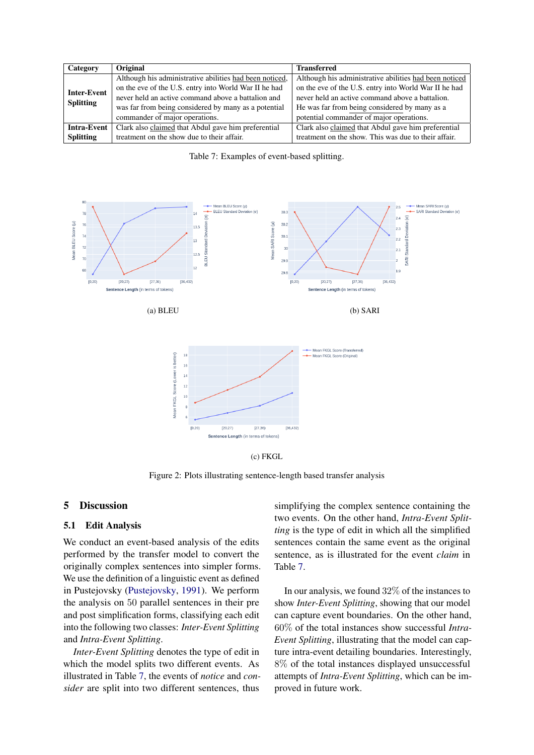| Category | Original | Transferred |
|---|---|---|
| **Inter-Event Splitting** | Although his administrative abilities had been noticed, on the eve of the U.S. entry into World War II he had never held an active command above a battalion and was far from being considered by many as a potential commander of major operations. | Although his administrative abilities had been noticed on the eve of the U.S. entry into World War II he had never held an active command above a battalion. He was far from being considered by many as a potential commander of major operations. |
| **Intra-Event Splitting** | Clark also claimed that Abdul gave him preferential treatment on the show due to their affair. | Clark also claimed that Abdul gave him preferential treatment on the show. This was due to their affair. |

Table 7: Examples of event-based splitting.

Mean BLEU Score (μ)
BLEU Standard Deviation (σ)
Sentence Length (in terms of tokens)
[0,20) [20,27) [27,36) [36,432]

(a) BLEU

Mean SARI Score (μ)
SARI Standard Deviation (σ)
Sentence Length (in terms of tokens)
[0,20) [20,27) [27,36) [36,432]

(b) SARI

Mean FKGL Score (Transferred)
Mean FKGL Score (Original)
Mean FKGL Score (Lower is better)
Sentence Length (in terms of tokens)
[0,20) [20,27) [27,36) [36,432]

(c) FKGL

Figure 2: Plots illustrating sentence-length based transfer analysis

## 5 Discussion

### 5.1 Edit Analysis

We conduct an event-based analysis of the edits performed by the transfer model to convert the originally complex sentences into simpler forms. We use the definition of a linguistic event as defined in Pustejovsky (Pustejovsky, 1991). We perform the analysis on 50 parallel sentences in their pre and post simplification forms, classifying each edit into the following two classes: *Inter-Event Splitting* and *Intra-Event Splitting*.

*Inter-Event Splitting* denotes the type of edit in which the model splits two different events. As illustrated in Table 7, the events of *notice* and *consider* are split into two different sentences, thus simplifying the complex sentence containing the two events. On the other hand, *Intra-Event Splitting* is the type of edit in which all the simplified sentences contain the same event as the original sentence, as is illustrated for the event *claim* in Table 7.

In our analysis, we found 32% of the instances to show *Inter-Event Splitting*, showing that our model can capture event boundaries. On the other hand, 60% of the total instances show successful *Intra-Event Splitting*, illustrating that the model can capture intra-event detailing boundaries. Interestingly, 8% of the total instances displayed unsuccessful attempts of *Intra-Event Splitting*, which can be improved in future work.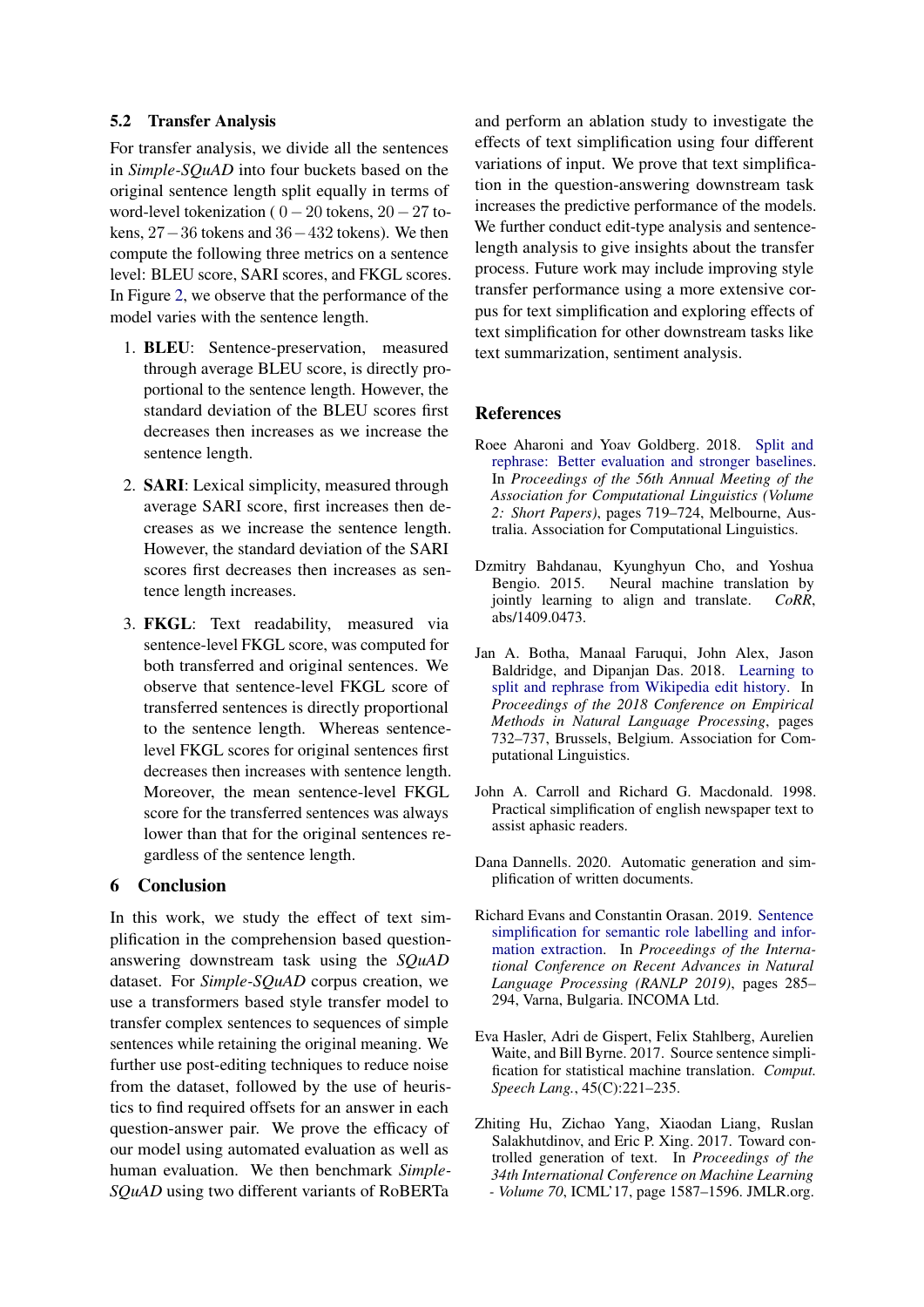### 5.2 Transfer Analysis

For transfer analysis, we divide all the sentences in *Simple-SQuAD* into four buckets based on the original sentence length split equally in terms of word-level tokenization ( $0-20$ tokens, $20-27$ tokens, $27-36$ tokens and $36-432$ tokens). We then compute the following three metrics on a sentence level: BLEU score, SARI scores, and FKGL scores. In Figure 2, we observe that the performance of the model varies with the sentence length.

1. **BLEU**: Sentence-preservation, measured through average BLEU score, is directly proportional to the sentence length. However, the standard deviation of the BLEU scores first decreases then increases as we increase the sentence length.
2. **SARI**: Lexical simplicity, measured through average SARI score, first increases then decreases as we increase the sentence length. However, the standard deviation of the SARI scores first decreases then increases as sentence length increases.
3. **FKGL**: Text readability, measured via sentence-level FKGL score, was computed for both transferred and original sentences. We observe that sentence-level FKGL score of transferred sentences is directly proportional to the sentence length. Whereas sentence-level FKGL scores for original sentences first decreases then increases with sentence length. Moreover, the mean sentence-level FKGL score for the transferred sentences was always lower than that for the original sentences regardless of the sentence length.

## 6 Conclusion

In this work, we study the effect of text simplification in the comprehension based question-answering downstream task using the *SQuAD* dataset. For *Simple-SQuAD* corpus creation, we use a transformers based style transfer model to transfer complex sentences to sequences of simple sentences while retaining the original meaning. We further use post-editing techniques to reduce noise from the dataset, followed by the use of heuristics to find required offsets for an answer in each question-answer pair. We prove the efficacy of our model using automated evaluation as well as human evaluation. We then benchmark *Simple-SQuAD* using two different variants of RoBERTa and perform an ablation study to investigate the effects of text simplification using four different variations of input. We prove that text simplification in the question-answering downstream task increases the predictive performance of the models. We further conduct edit-type analysis and sentence-length analysis to give insights about the transfer process. Future work may include improving style transfer performance using a more extensive corpus for text simplification and exploring effects of text simplification for other downstream tasks like text summarization, sentiment analysis.

## References

Roee Aharoni and Yoav Goldberg. 2018. Split and rephrase: Better evaluation and stronger baselines. In *Proceedings of the 56th Annual Meeting of the Association for Computational Linguistics (Volume 2: Short Papers)*, pages 719–724, Melbourne, Australia. Association for Computational Linguistics.

Dzmitry Bahdanau, Kyunghyun Cho, and Yoshua Bengio. 2015. Neural machine translation by jointly learning to align and translate. *CoRR*, abs/1409.0473.

Jan A. Botha, Manaal Faruqui, John Alex, Jason Baldridge, and Dipanjan Das. 2018. Learning to split and rephrase from Wikipedia edit history. In *Proceedings of the 2018 Conference on Empirical Methods in Natural Language Processing*, pages 732–737, Brussels, Belgium. Association for Computational Linguistics.

John A. Carroll and Richard G. Macdonald. 1998. Practical simplification of english newspaper text to assist aphasic readers.

Dana Dannells. 2020. Automatic generation and simplification of written documents.

Richard Evans and Constantin Orasan. 2019. Sentence simplification for semantic role labelling and information extraction. In *Proceedings of the International Conference on Recent Advances in Natural Language Processing (RANLP 2019)*, pages 285–294, Varna, Bulgaria. INCOMA Ltd.

Eva Hasler, Adri de Gispert, Felix Stahlberg, Aurelien Waite, and Bill Byrne. 2017. Source sentence simplification for statistical machine translation. *Comput. Speech Lang.*, 45(C):221–235.

Zhiting Hu, Zichao Yang, Xiaodan Liang, Ruslan Salakhutdinov, and Eric P. Xing. 2017. Toward controlled generation of text. In *Proceedings of the 34th International Conference on Machine Learning - Volume 70*, ICML'17, page 1587–1596. JMLR.org.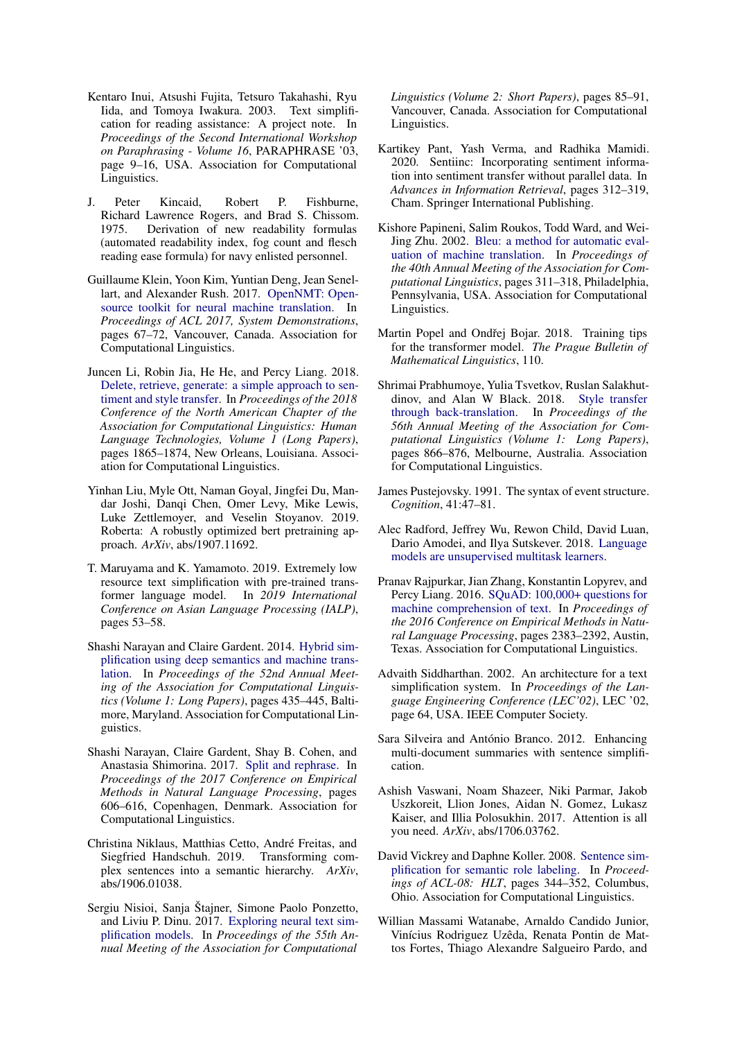Kentaro Inui, Atsushi Fujita, Tetsuro Takahashi, Ryu Iida, and Tomoya Iwakura. 2003. Text simplification for reading assistance: A project note. In *Proceedings of the Second International Workshop on Paraphrasing - Volume 16*, PARAPHRASE '03, page 9–16, USA. Association for Computational Linguistics.

J. Peter Kincaid, Robert P. Fishburne, Richard Lawrence Rogers, and Brad S. Chissom. 1975. Derivation of new readability formulas (automated readability index, fog count and flesch reading ease formula) for navy enlisted personnel.

Guillaume Klein, Yoon Kim, Yuntian Deng, Jean Senellart, and Alexander Rush. 2017. OpenNMT: Open-source toolkit for neural machine translation. In *Proceedings of ACL 2017, System Demonstrations*, pages 67–72, Vancouver, Canada. Association for Computational Linguistics.

Juncen Li, Robin Jia, He He, and Percy Liang. 2018. Delete, retrieve, generate: a simple approach to sentiment and style transfer. In *Proceedings of the 2018 Conference of the North American Chapter of the Association for Computational Linguistics: Human Language Technologies, Volume 1 (Long Papers)*, pages 1865–1874, New Orleans, Louisiana. Association for Computational Linguistics.

Yinhan Liu, Myle Ott, Naman Goyal, Jingfei Du, Mandar Joshi, Danqi Chen, Omer Levy, Mike Lewis, Luke Zettlemoyer, and Veselin Stoyanov. 2019. Roberta: A robustly optimized bert pretraining approach. *ArXiv*, abs/1907.11692.

T. Maruyama and K. Yamamoto. 2019. Extremely low resource text simplification with pre-trained transformer language model. In *2019 International Conference on Asian Language Processing (IALP)*, pages 53–58.

Shashi Narayan and Claire Gardent. 2014. Hybrid simplification using deep semantics and machine translation. In *Proceedings of the 52nd Annual Meeting of the Association for Computational Linguistics (Volume 1: Long Papers)*, pages 435–445, Baltimore, Maryland. Association for Computational Linguistics.

Shashi Narayan, Claire Gardent, Shay B. Cohen, and Anastasia Shimorina. 2017. Split and rephrase. In *Proceedings of the 2017 Conference on Empirical Methods in Natural Language Processing*, pages 606–616, Copenhagen, Denmark. Association for Computational Linguistics.

Christina Niklaus, Matthias Cetto, André Freitas, and Siegfried Handschuh. 2019. Transforming complex sentences into a semantic hierarchy. *ArXiv*, abs/1906.01038.

Sergiu Nisioi, Sanja Štajner, Simone Paolo Ponzetto, and Liviu P. Dinu. 2017. Exploring neural text simplification models. In *Proceedings of the 55th Annual Meeting of the Association for Computational Linguistics (Volume 2: Short Papers)*, pages 85–91, Vancouver, Canada. Association for Computational Linguistics.

Kartikey Pant, Yash Verma, and Radhika Mamidi. 2020. Sentiinc: Incorporating sentiment information into sentiment transfer without parallel data. In *Advances in Information Retrieval*, pages 312–319, Cham. Springer International Publishing.

Kishore Papineni, Salim Roukos, Todd Ward, and Wei-Jing Zhu. 2002. Bleu: a method for automatic evaluation of machine translation. In *Proceedings of the 40th Annual Meeting of the Association for Computational Linguistics*, pages 311–318, Philadelphia, Pennsylvania, USA. Association for Computational Linguistics.

Martin Popel and Ondřej Bojar. 2018. Training tips for the transformer model. *The Prague Bulletin of Mathematical Linguistics*, 110.

Shrimai Prabhumoye, Yulia Tsvetkov, Ruslan Salakhutdinov, and Alan W Black. 2018. Style transfer through back-translation. In *Proceedings of the 56th Annual Meeting of the Association for Computational Linguistics (Volume 1: Long Papers)*, pages 866–876, Melbourne, Australia. Association for Computational Linguistics.

James Pustejovsky. 1991. The syntax of event structure. *Cognition*, 41:47–81.

Alec Radford, Jeffrey Wu, Rewon Child, David Luan, Dario Amodei, and Ilya Sutskever. 2018. Language models are unsupervised multitask learners.

Pranav Rajpurkar, Jian Zhang, Konstantin Lopyrev, and Percy Liang. 2016. SQuAD: 100,000+ questions for machine comprehension of text. In *Proceedings of the 2016 Conference on Empirical Methods in Natural Language Processing*, pages 2383–2392, Austin, Texas. Association for Computational Linguistics.

Advaith Siddharthan. 2002. An architecture for a text simplification system. In *Proceedings of the Language Engineering Conference (LEC'02)*, LEC '02, page 64, USA. IEEE Computer Society.

Sara Silveira and António Branco. 2012. Enhancing multi-document summaries with sentence simplification.

Ashish Vaswani, Noam Shazeer, Niki Parmar, Jakob Uszkoreit, Llion Jones, Aidan N. Gomez, Lukasz Kaiser, and Illia Polosukhin. 2017. Attention is all you need. *ArXiv*, abs/1706.03762.

David Vickrey and Daphne Koller. 2008. Sentence simplification for semantic role labeling. In *Proceedings of ACL-08: HLT*, pages 344–352, Columbus, Ohio. Association for Computational Linguistics.

Willian Massami Watanabe, Arnaldo Candido Junior, Vinícius Rodriguez Uzêda, Renata Pontin de Mattos Fortes, Thiago Alexandre Salgueiro Pardo, and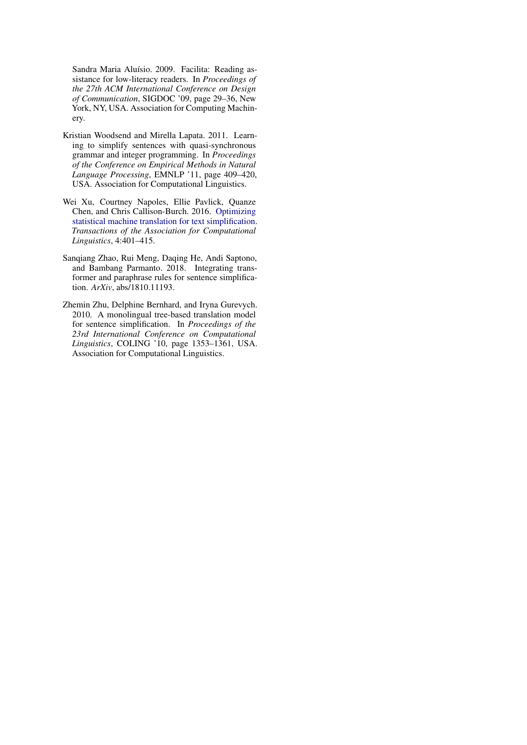Sandra Maria Aluísio. 2009. Facilita: Reading assistance for low-literacy readers. In *Proceedings of the 27th ACM International Conference on Design of Communication*, SIGDOC '09, page 29–36, New York, NY, USA. Association for Computing Machinery.

Kristian Woodsend and Mirella Lapata. 2011. Learning to simplify sentences with quasi-synchronous grammar and integer programming. In *Proceedings of the Conference on Empirical Methods in Natural Language Processing*, EMNLP '11, page 409–420, USA. Association for Computational Linguistics.

Wei Xu, Courtney Napoles, Ellie Pavlick, Quanze Chen, and Chris Callison-Burch. 2016. Optimizing statistical machine translation for text simplification. *Transactions of the Association for Computational Linguistics*, 4:401–415.

Sanqiang Zhao, Rui Meng, Daqing He, Andi Saptono, and Bambang Parmanto. 2018. Integrating transformer and paraphrase rules for sentence simplification. *ArXiv*, abs/1810.11193.

Zhemin Zhu, Delphine Bernhard, and Iryna Gurevych. 2010. A monolingual tree-based translation model for sentence simplification. In *Proceedings of the 23rd International Conference on Computational Linguistics*, COLING '10, page 1353–1361, USA. Association for Computational Linguistics.